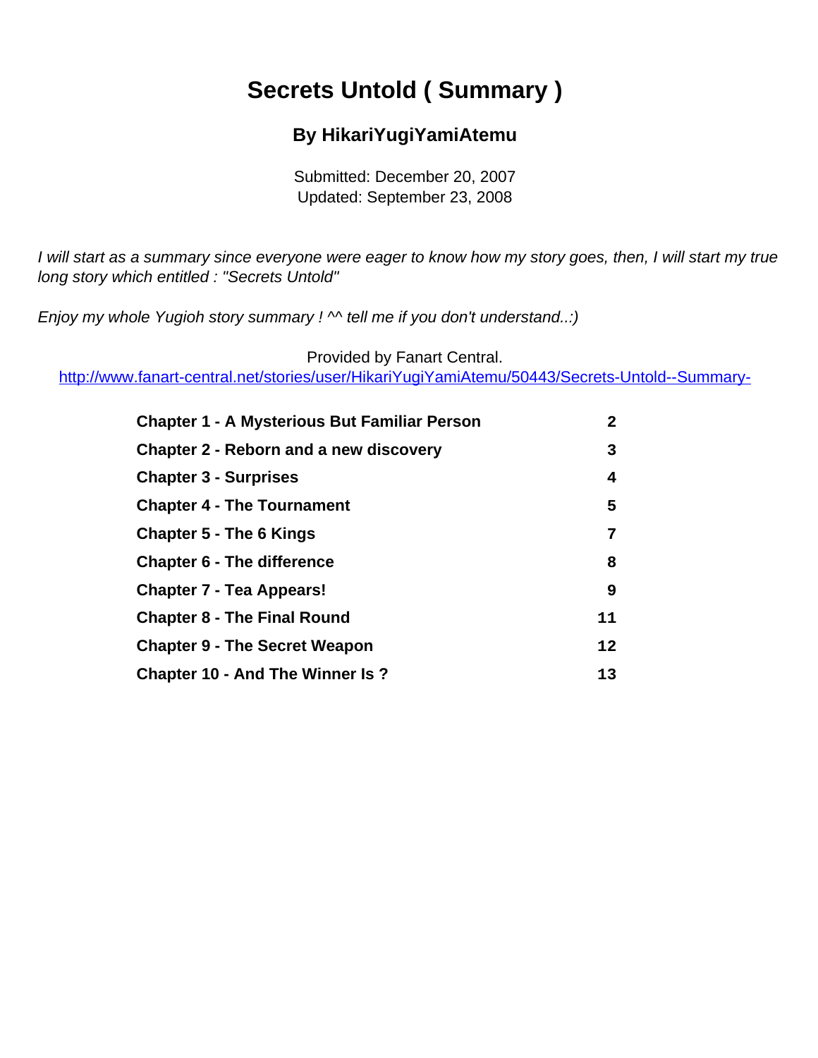# Secrets Untold ( Summary )

## By HikariYugiYamiAtemu

Submitted: December 20, 2007
Updated: September 23, 2008

*I will start as a summary since everyone were eager to know how my story goes, then, I will start my true long story which entitled : "Secrets Untold"*

*Enjoy my whole Yugioh story summary ! ^^ tell me if you don't understand..:)*

Provided by Fanart Central.
http://www.fanart-central.net/stories/user/HikariYugiYamiAtemu/50443/Secrets-Untold--Summary-

| | |
|---|---|
| **Chapter 1 - A Mysterious But Familiar Person** | **2** |
| **Chapter 2 - Reborn and a new discovery** | **3** |
| **Chapter 3 - Surprises** | **4** |
| **Chapter 4 - The Tournament** | **5** |
| **Chapter 5 - The 6 Kings** | **7** |
| **Chapter 6 - The difference** | **8** |
| **Chapter 7 - Tea Appears!** | **9** |
| **Chapter 8 - The Final Round** | **11** |
| **Chapter 9 - The Secret Weapon** | **12** |
| **Chapter 10 - And The Winner Is ?** | **13** |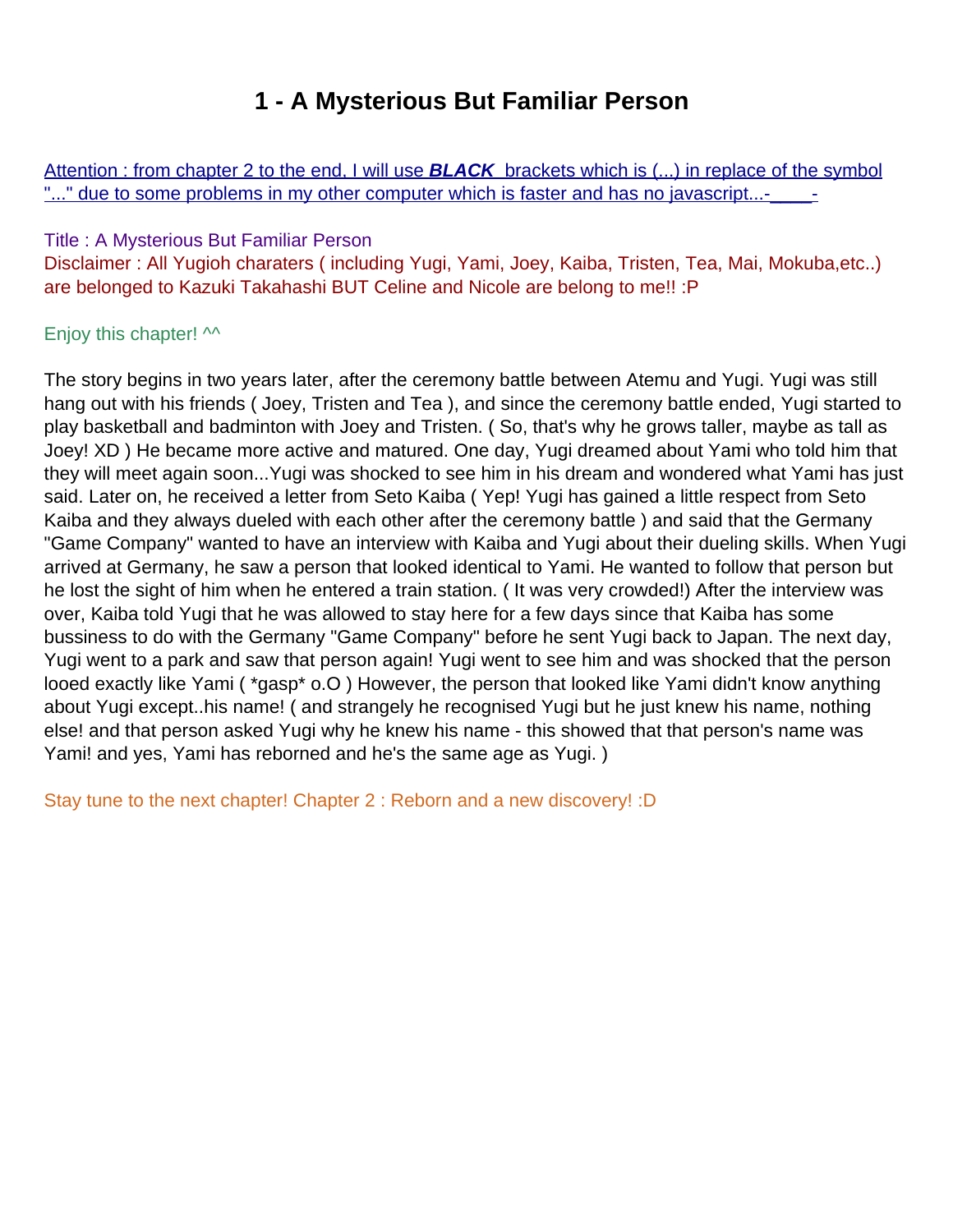# 1 - A Mysterious But Familiar Person

Attention : from chapter 2 to the end, I will use ***BLACK*** brackets which is (...) in replace of the symbol "..." due to some problems in my other computer which is faster and has no javascript...-____-

Title : A Mysterious But Familiar Person
Disclaimer : All Yugioh charaters ( including Yugi, Yami, Joey, Kaiba, Tristen, Tea, Mai, Mokuba,etc..) are belonged to Kazuki Takahashi BUT Celine and Nicole are belong to me!! :P

Enjoy this chapter! ^^

The story begins in two years later, after the ceremony battle between Atemu and Yugi. Yugi was still hang out with his friends ( Joey, Tristen and Tea ), and since the ceremony battle ended, Yugi started to play basketball and badminton with Joey and Tristen. ( So, that's why he grows taller, maybe as tall as Joey! XD ) He became more active and matured. One day, Yugi dreamed about Yami who told him that they will meet again soon...Yugi was shocked to see him in his dream and wondered what Yami has just said. Later on, he received a letter from Seto Kaiba ( Yep! Yugi has gained a little respect from Seto Kaiba and they always dueled with each other after the ceremony battle ) and said that the Germany "Game Company" wanted to have an interview with Kaiba and Yugi about their dueling skills. When Yugi arrived at Germany, he saw a person that looked identical to Yami. He wanted to follow that person but he lost the sight of him when he entered a train station. ( It was very crowded!) After the interview was over, Kaiba told Yugi that he was allowed to stay here for a few days since that Kaiba has some bussiness to do with the Germany "Game Company" before he sent Yugi back to Japan. The next day, Yugi went to a park and saw that person again! Yugi went to see him and was shocked that the person looed exactly like Yami ( *gasp* o.O ) However, the person that looked like Yami didn't know anything about Yugi except..his name! ( and strangely he recognised Yugi but he just knew his name, nothing else! and that person asked Yugi why he knew his name - this showed that that person's name was Yami! and yes, Yami has reborned and he's the same age as Yugi. )

Stay tune to the next chapter! Chapter 2 : Reborn and a new discovery! :D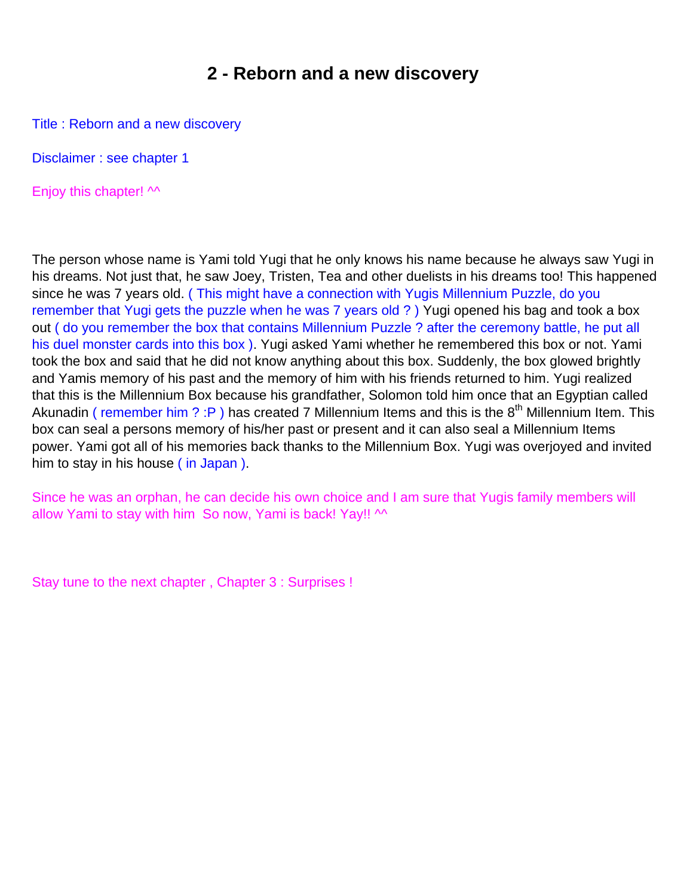# 2 - Reborn and a new discovery

Title : Reborn and a new discovery

Disclaimer : see chapter 1

Enjoy this chapter! ^^

The person whose name is Yami told Yugi that he only knows his name because he always saw Yugi in his dreams. Not just that, he saw Joey, Tristen, Tea and other duelists in his dreams too! This happened since he was 7 years old. ( This might have a connection with Yugis Millennium Puzzle, do you remember that Yugi gets the puzzle when he was 7 years old ? ) Yugi opened his bag and took a box out ( do you remember the box that contains Millennium Puzzle ? after the ceremony battle, he put all his duel monster cards into this box ). Yugi asked Yami whether he remembered this box or not. Yami took the box and said that he did not know anything about this box. Suddenly, the box glowed brightly and Yamis memory of his past and the memory of him with his friends returned to him. Yugi realized that this is the Millennium Box because his grandfather, Solomon told him once that an Egyptian called Akunadin ( remember him ? :P ) has created 7 Millennium Items and this is the 8th Millennium Item. This box can seal a persons memory of his/her past or present and it can also seal a Millennium Items power. Yami got all of his memories back thanks to the Millennium Box. Yugi was overjoyed and invited him to stay in his house ( in Japan ).

Since he was an orphan, he can decide his own choice and I am sure that Yugis family members will allow Yami to stay with him So now, Yami is back! Yay!! ^^

Stay tune to the next chapter , Chapter 3 : Surprises !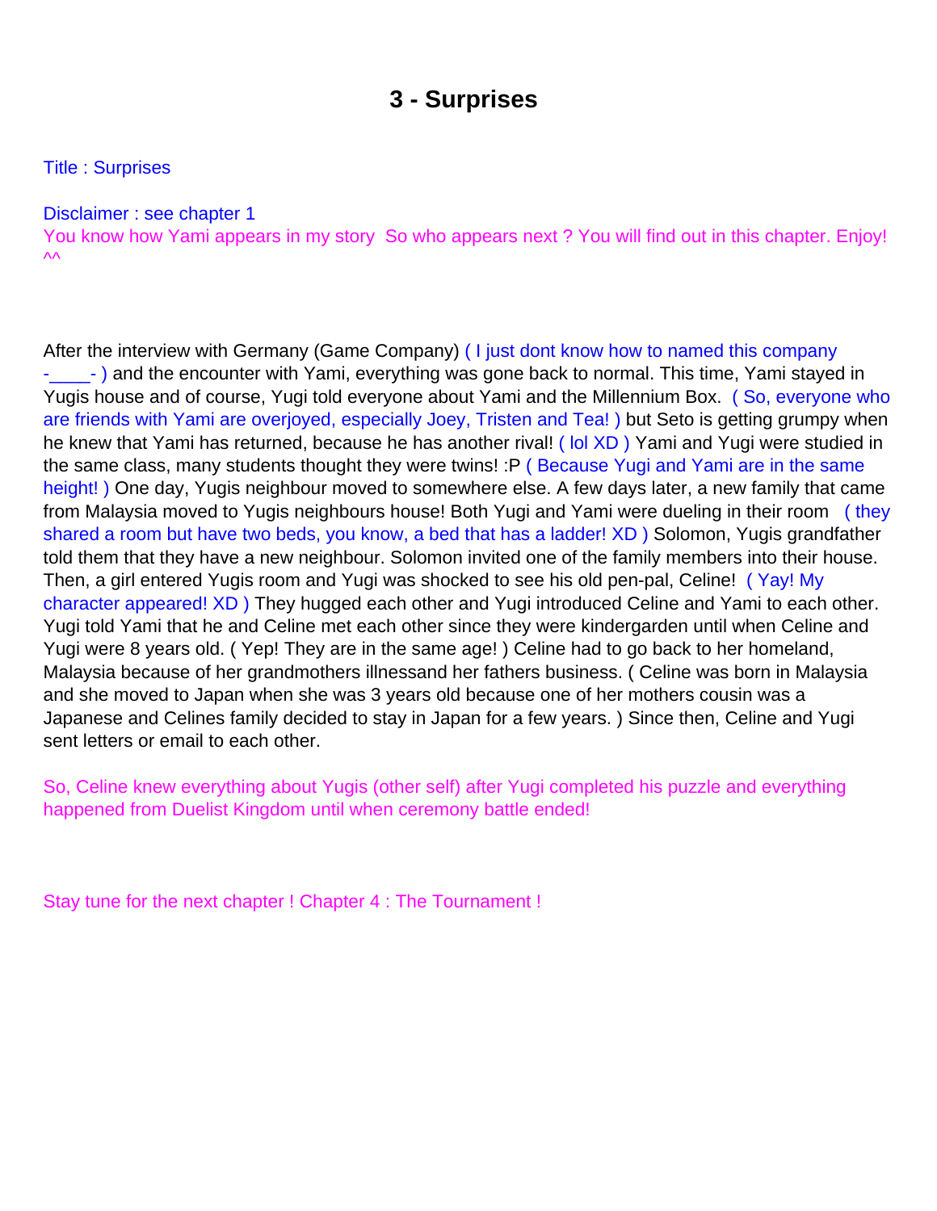# 3 - Surprises

Title : Surprises

Disclaimer : see chapter 1

You know how Yami appears in my story  So who appears next ? You will find out in this chapter. Enjoy! ^^

After the interview with Germany (Game Company) ( I just dont know how to named this company -____- ) and the encounter with Yami, everything was gone back to normal. This time, Yami stayed in Yugis house and of course, Yugi told everyone about Yami and the Millennium Box.  ( So, everyone who are friends with Yami are overjoyed, especially Joey, Tristen and Tea! ) but Seto is getting grumpy when he knew that Yami has returned, because he has another rival! ( lol XD ) Yami and Yugi were studied in the same class, many students thought they were twins! :P ( Because Yugi and Yami are in the same height! ) One day, Yugis neighbour moved to somewhere else. A few days later, a new family that came from Malaysia moved to Yugis neighbours house! Both Yugi and Yami were dueling in their room   ( they shared a room but have two beds, you know, a bed that has a ladder! XD ) Solomon, Yugis grandfather told them that they have a new neighbour. Solomon invited one of the family members into their house. Then, a girl entered Yugis room and Yugi was shocked to see his old pen-pal, Celine!  ( Yay! My character appeared! XD ) They hugged each other and Yugi introduced Celine and Yami to each other. Yugi told Yami that he and Celine met each other since they were kindergarden until when Celine and Yugi were 8 years old. ( Yep! They are in the same age! ) Celine had to go back to her homeland, Malaysia because of her grandmothers illnessand her fathers business. ( Celine was born in Malaysia and she moved to Japan when she was 3 years old because one of her mothers cousin was a Japanese and Celines family decided to stay in Japan for a few years. ) Since then, Celine and Yugi sent letters or email to each other.

So, Celine knew everything about Yugis (other self) after Yugi completed his puzzle and everything happened from Duelist Kingdom until when ceremony battle ended!

Stay tune for the next chapter ! Chapter 4 : The Tournament !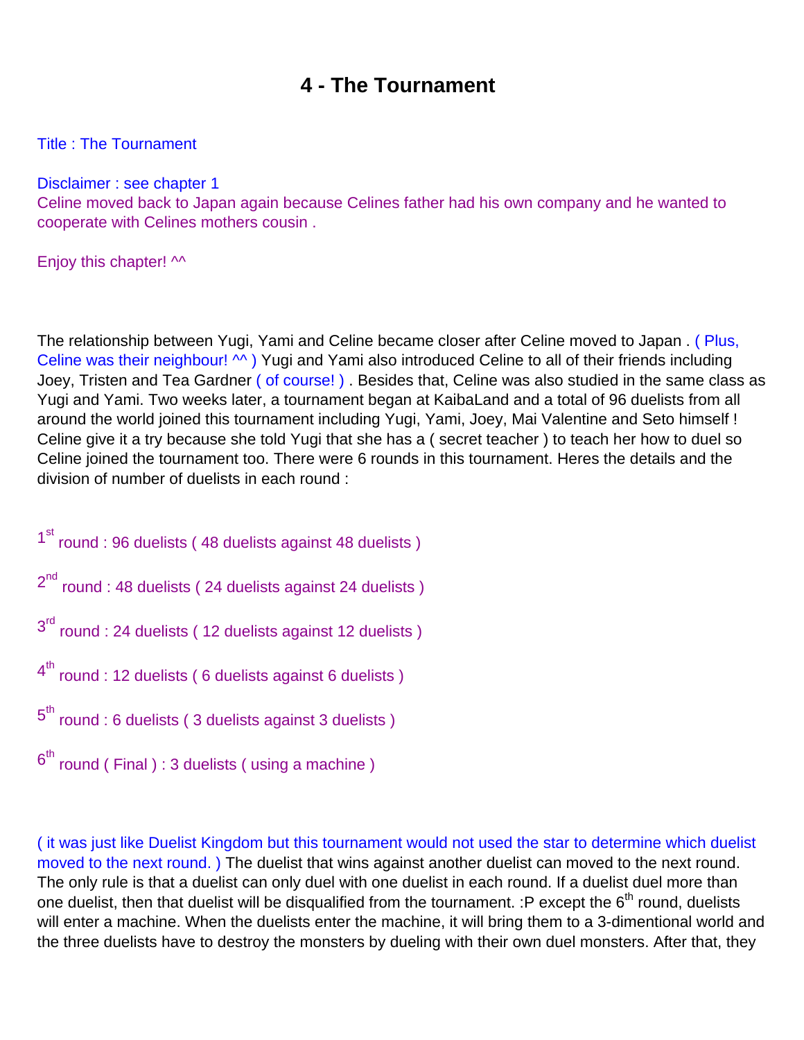# 4 - The Tournament

Title : The Tournament

Disclaimer : see chapter 1

Celine moved back to Japan again because Celines father had his own company and he wanted to cooperate with Celines mothers cousin .

Enjoy this chapter! ^^

The relationship between Yugi, Yami and Celine became closer after Celine moved to Japan . ( Plus, Celine was their neighbour! ^^ ) Yugi and Yami also introduced Celine to all of their friends including Joey, Tristen and Tea Gardner ( of course! ) . Besides that, Celine was also studied in the same class as Yugi and Yami. Two weeks later, a tournament began at KaibaLand and a total of 96 duelists from all around the world joined this tournament including Yugi, Yami, Joey, Mai Valentine and Seto himself ! Celine give it a try because she told Yugi that she has a ( secret teacher ) to teach her how to duel so Celine joined the tournament too. There were 6 rounds in this tournament. Heres the details and the division of number of duelists in each round :

1st round : 96 duelists ( 48 duelists against 48 duelists )

2nd round : 48 duelists ( 24 duelists against 24 duelists )

3rd round : 24 duelists ( 12 duelists against 12 duelists )

4th round : 12 duelists ( 6 duelists against 6 duelists )

5th round : 6 duelists ( 3 duelists against 3 duelists )

6th round ( Final ) : 3 duelists ( using a machine )

( it was just like Duelist Kingdom but this tournament would not used the star to determine which duelist moved to the next round. ) The duelist that wins against another duelist can moved to the next round. The only rule is that a duelist can only duel with one duelist in each round. If a duelist duel more than one duelist, then that duelist will be disqualified from the tournament. :P except the 6th round, duelists will enter a machine. When the duelists enter the machine, it will bring them to a 3-dimentional world and the three duelists have to destroy the monsters by dueling with their own duel monsters. After that, they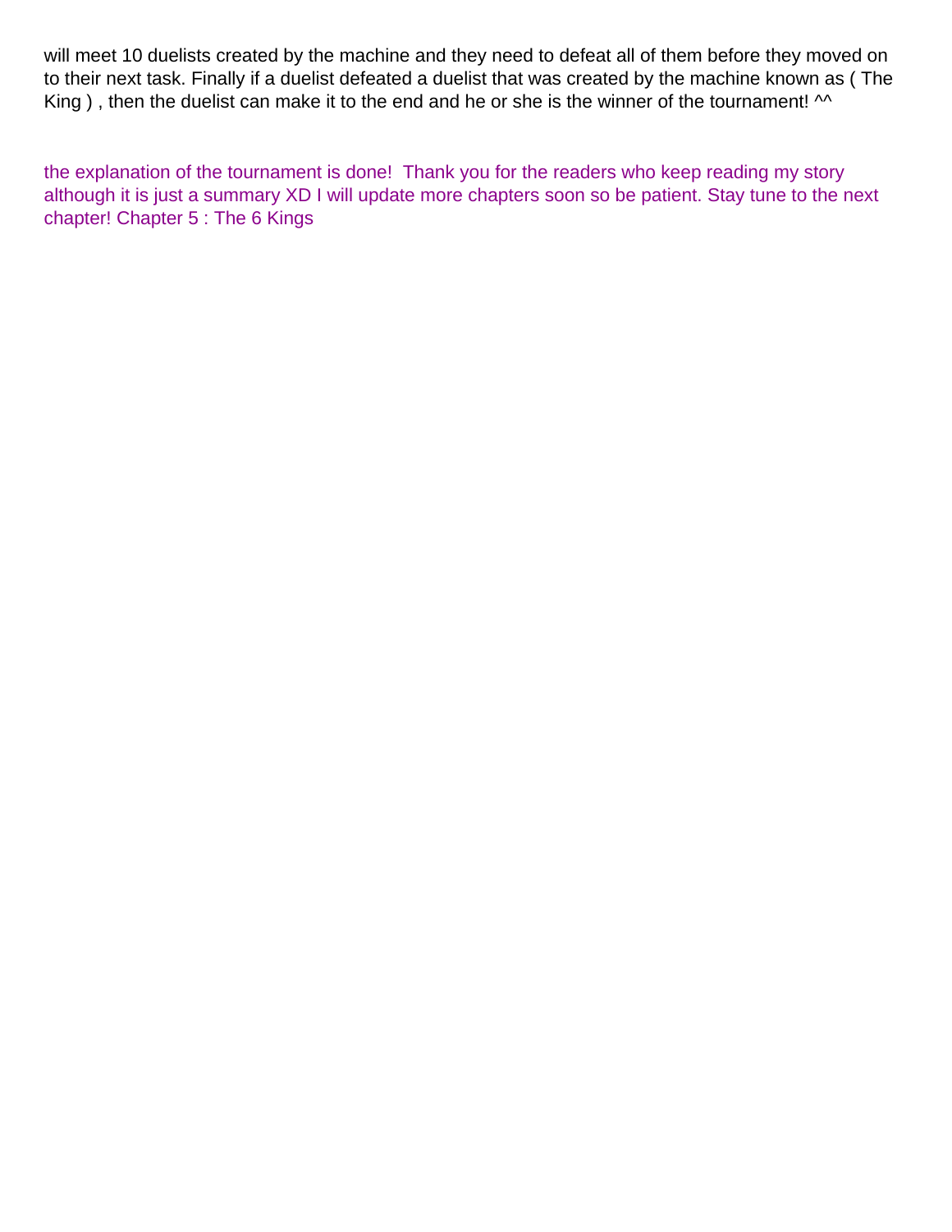will meet 10 duelists created by the machine and they need to defeat all of them before they moved on to their next task. Finally if a duelist defeated a duelist that was created by the machine known as ( The King ) , then the duelist can make it to the end and he or she is the winner of the tournament! ^^

the explanation of the tournament is done!  Thank you for the readers who keep reading my story although it is just a summary XD I will update more chapters soon so be patient. Stay tune to the next chapter! Chapter 5 : The 6 Kings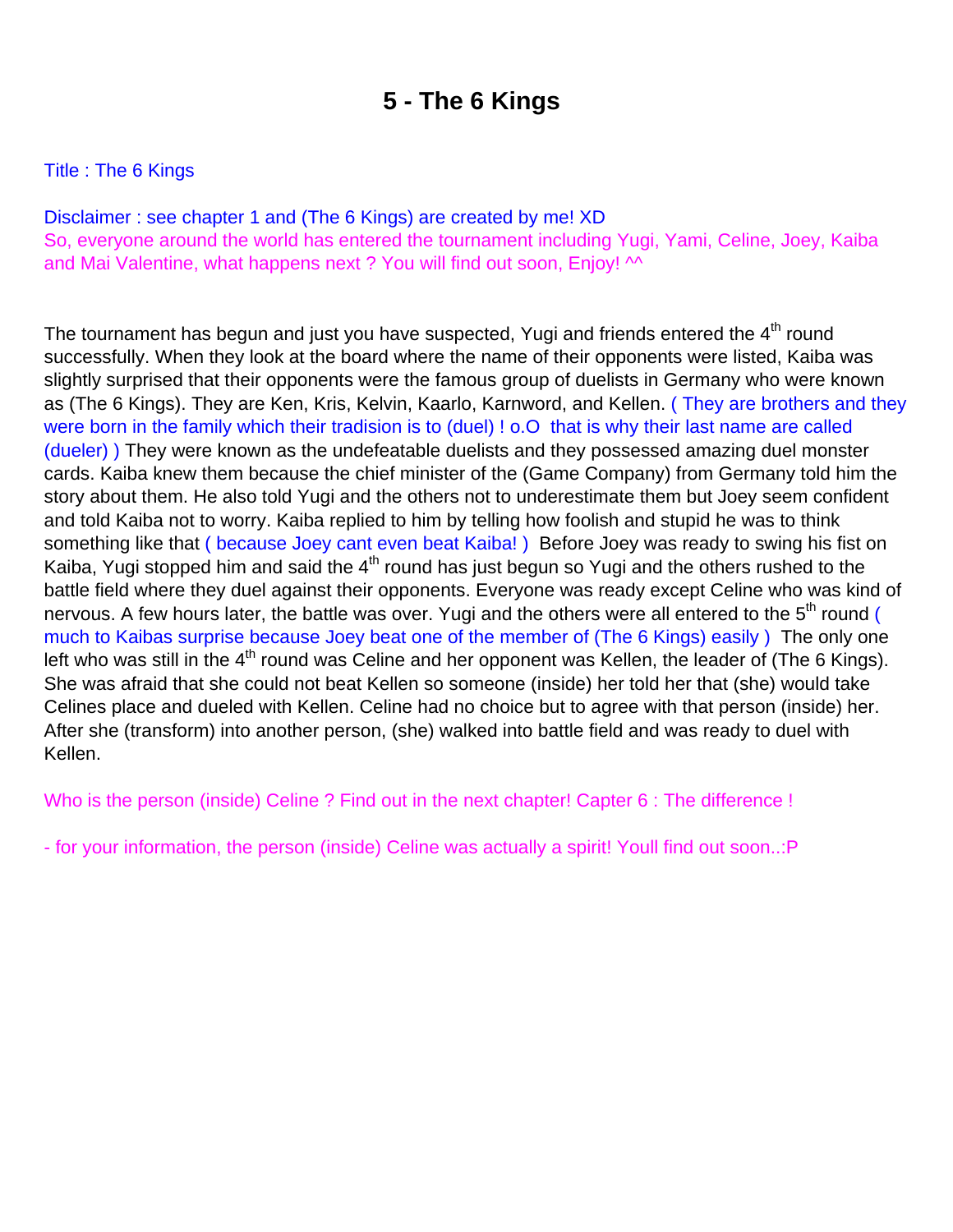# 5 - The 6 Kings

Title : The 6 Kings

Disclaimer : see chapter 1 and (The 6 Kings) are created by me! XD
So, everyone around the world has entered the tournament including Yugi, Yami, Celine, Joey, Kaiba and Mai Valentine, what happens next ? You will find out soon, Enjoy! ^^

The tournament has begun and just you have suspected, Yugi and friends entered the 4th round successfully. When they look at the board where the name of their opponents were listed, Kaiba was slightly surprised that their opponents were the famous group of duelists in Germany who were known as (The 6 Kings). They are Ken, Kris, Kelvin, Kaarlo, Karnword, and Kellen. ( They are brothers and they were born in the family which their tradision is to (duel) ! o.O that is why their last name are called (dueler) ) They were known as the undefeatable duelists and they possessed amazing duel monster cards. Kaiba knew them because the chief minister of the (Game Company) from Germany told him the story about them. He also told Yugi and the others not to underestimate them but Joey seem confident and told Kaiba not to worry. Kaiba replied to him by telling how foolish and stupid he was to think something like that ( because Joey cant even beat Kaiba! ) Before Joey was ready to swing his fist on Kaiba, Yugi stopped him and said the 4th round has just begun so Yugi and the others rushed to the battle field where they duel against their opponents. Everyone was ready except Celine who was kind of nervous. A few hours later, the battle was over. Yugi and the others were all entered to the 5th round ( much to Kaibas surprise because Joey beat one of the member of (The 6 Kings) easily ) The only one left who was still in the 4th round was Celine and her opponent was Kellen, the leader of (The 6 Kings). She was afraid that she could not beat Kellen so someone (inside) her told her that (she) would take Celines place and dueled with Kellen. Celine had no choice but to agree with that person (inside) her. After she (transform) into another person, (she) walked into battle field and was ready to duel with Kellen.

Who is the person (inside) Celine ? Find out in the next chapter! Capter 6 : The difference !

- for your information, the person (inside) Celine was actually a spirit! Youll find out soon..:P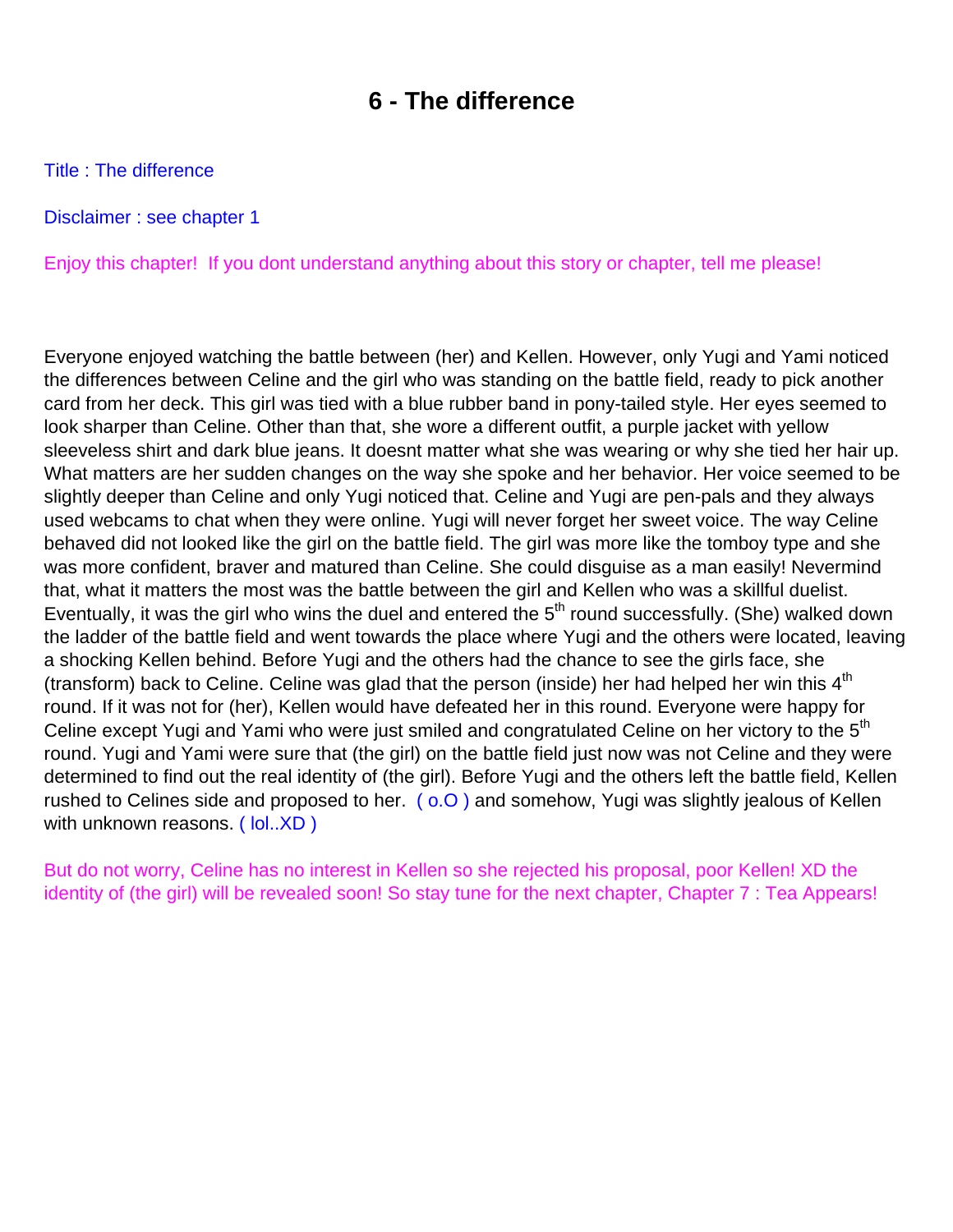# 6 - The difference

Title : The difference

Disclaimer : see chapter 1

Enjoy this chapter! If you dont understand anything about this story or chapter, tell me please!

Everyone enjoyed watching the battle between (her) and Kellen. However, only Yugi and Yami noticed the differences between Celine and the girl who was standing on the battle field, ready to pick another card from her deck. This girl was tied with a blue rubber band in pony-tailed style. Her eyes seemed to look sharper than Celine. Other than that, she wore a different outfit, a purple jacket with yellow sleeveless shirt and dark blue jeans. It doesnt matter what she was wearing or why she tied her hair up. What matters are her sudden changes on the way she spoke and her behavior. Her voice seemed to be slightly deeper than Celine and only Yugi noticed that. Celine and Yugi are pen-pals and they always used webcams to chat when they were online. Yugi will never forget her sweet voice. The way Celine behaved did not looked like the girl on the battle field. The girl was more like the tomboy type and she was more confident, braver and matured than Celine. She could disguise as a man easily! Nevermind that, what it matters the most was the battle between the girl and Kellen who was a skillful duelist. Eventually, it was the girl who wins the duel and entered the 5th round successfully. (She) walked down the ladder of the battle field and went towards the place where Yugi and the others were located, leaving a shocking Kellen behind. Before Yugi and the others had the chance to see the girls face, she (transform) back to Celine. Celine was glad that the person (inside) her had helped her win this 4th round. If it was not for (her), Kellen would have defeated her in this round. Everyone were happy for Celine except Yugi and Yami who were just smiled and congratulated Celine on her victory to the 5th round. Yugi and Yami were sure that (the girl) on the battle field just now was not Celine and they were determined to find out the real identity of (the girl). Before Yugi and the others left the battle field, Kellen rushed to Celines side and proposed to her. ( o.O ) and somehow, Yugi was slightly jealous of Kellen with unknown reasons. ( lol..XD )

But do not worry, Celine has no interest in Kellen so she rejected his proposal, poor Kellen! XD the identity of (the girl) will be revealed soon! So stay tune for the next chapter, Chapter 7 : Tea Appears!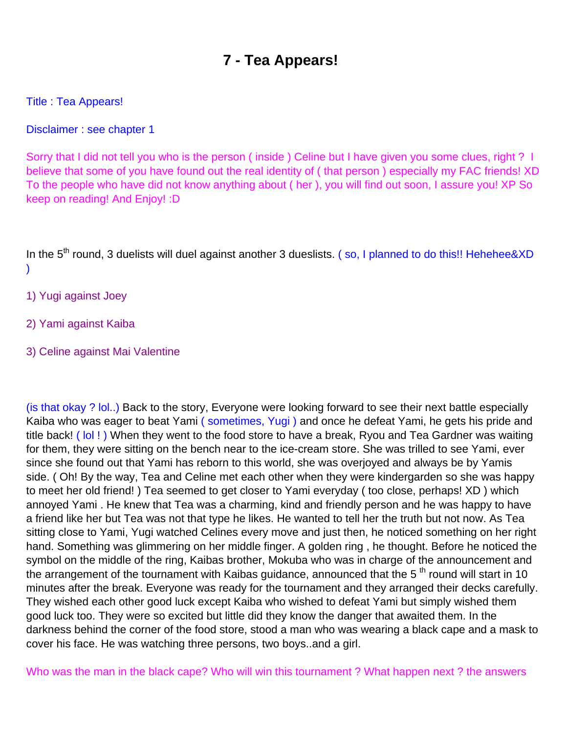# 7 - Tea Appears!

Title : Tea Appears!

Disclaimer : see chapter 1

Sorry that I did not tell you who is the person ( inside ) Celine but I have given you some clues, right ? I believe that some of you have found out the real identity of ( that person ) especially my FAC friends! XD To the people who have did not know anything about ( her ), you will find out soon, I assure you! XP So keep on reading! And Enjoy! :D

In the 5th round, 3 duelists will duel against another 3 dueslists. ( so, I planned to do this!! Hehehee&XD )

1) Yugi against Joey

2) Yami against Kaiba

3) Celine against Mai Valentine

(is that okay ? lol..) Back to the story, Everyone were looking forward to see their next battle especially Kaiba who was eager to beat Yami ( sometimes, Yugi ) and once he defeat Yami, he gets his pride and title back! ( lol ! ) When they went to the food store to have a break, Ryou and Tea Gardner was waiting for them, they were sitting on the bench near to the ice-cream store. She was trilled to see Yami, ever since she found out that Yami has reborn to this world, she was overjoyed and always be by Yamis side. ( Oh! By the way, Tea and Celine met each other when they were kindergarden so she was happy to meet her old friend! ) Tea seemed to get closer to Yami everyday ( too close, perhaps! XD ) which annoyed Yami . He knew that Tea was a charming, kind and friendly person and he was happy to have a friend like her but Tea was not that type he likes. He wanted to tell her the truth but not now. As Tea sitting close to Yami, Yugi watched Celines every move and just then, he noticed something on her right hand. Something was glimmering on her middle finger. A golden ring , he thought. Before he noticed the symbol on the middle of the ring, Kaibas brother, Mokuba who was in charge of the announcement and the arrangement of the tournament with Kaibas guidance, announced that the 5 th round will start in 10 minutes after the break. Everyone was ready for the tournament and they arranged their decks carefully. They wished each other good luck except Kaiba who wished to defeat Yami but simply wished them good luck too. They were so excited but little did they know the danger that awaited them. In the darkness behind the corner of the food store, stood a man who was wearing a black cape and a mask to cover his face. He was watching three persons, two boys..and a girl.

Who was the man in the black cape? Who will win this tournament ? What happen next ? the answers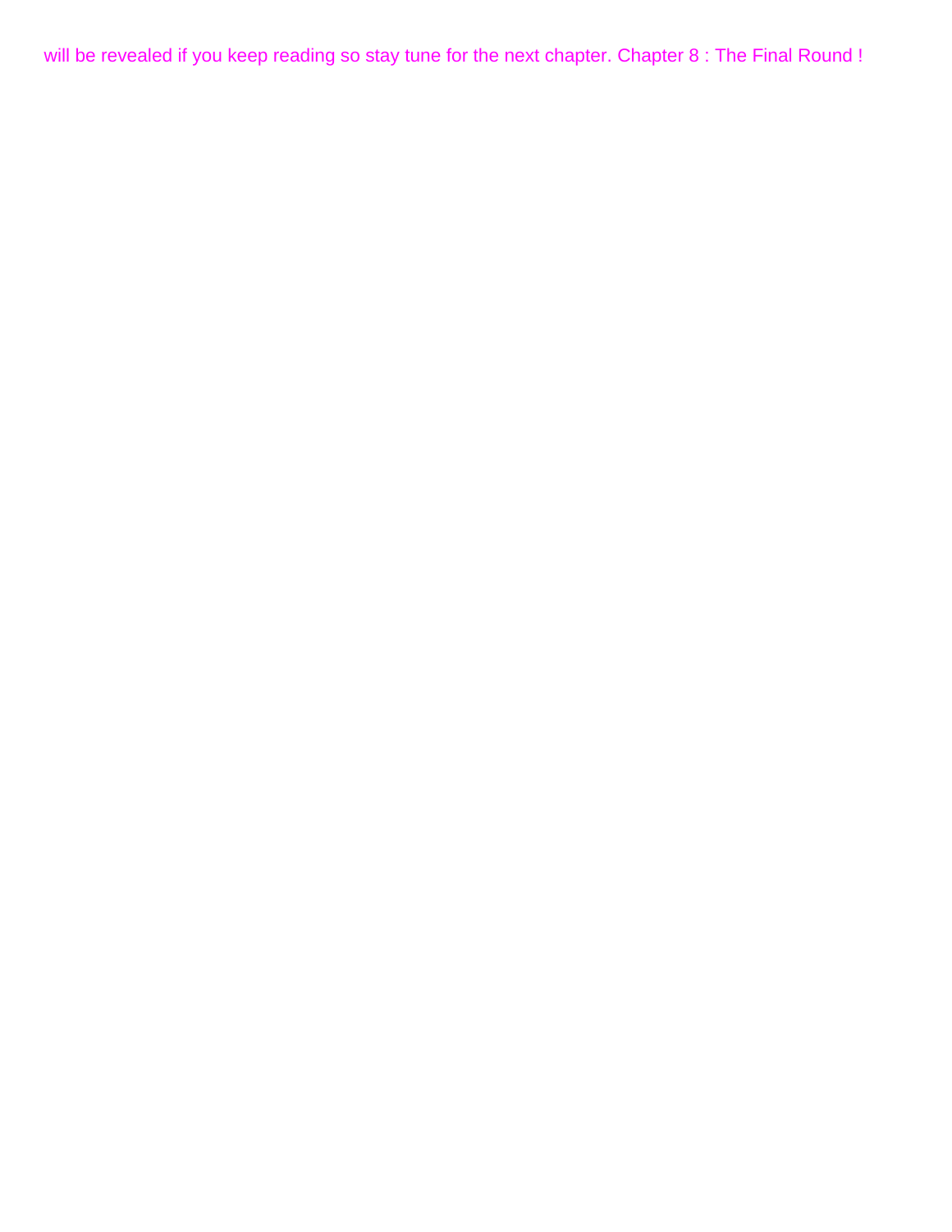will be revealed if you keep reading so stay tune for the next chapter. Chapter 8 : The Final Round !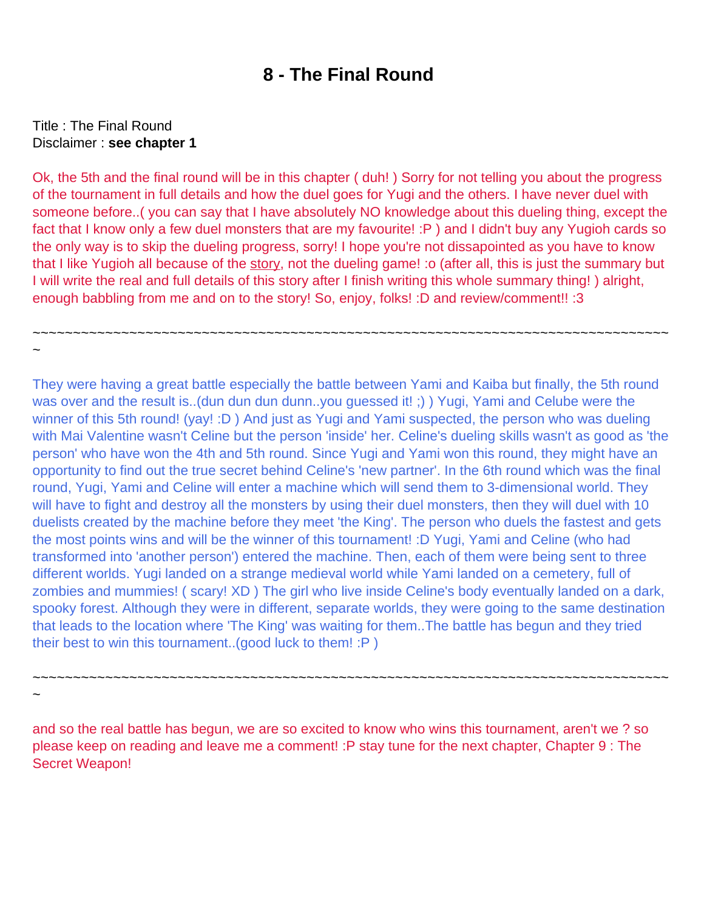# 8 - The Final Round

Title : The Final Round
Disclaimer : **see chapter 1**

Ok, the 5th and the final round will be in this chapter ( duh! ) Sorry for not telling you about the progress of the tournament in full details and how the duel goes for Yugi and the others. I have never duel with someone before..( you can say that I have absolutely NO knowledge about this dueling thing, except the fact that I know only a few duel monsters that are my favourite! :P ) and I didn't buy any Yugioh cards so the only way is to skip the dueling progress, sorry! I hope you're not dissapointed as you have to know that I like Yugioh all because of the story, not the dueling game! :o (after all, this is just the summary but I will write the real and full details of this story after I finish writing this whole summary thing! ) alright, enough babbling from me and on to the story! So, enjoy, folks! :D and review/comment!! :3

~~~~~~~~~~~~~~~~~~~~~~~~~~~~~~~~~~~~~~~~~~~~~~~~~~~~~~~~~~~~~~~~~~~~~~~~~~~~~~~~~~~~~~~~~~~~~~~~~~

They were having a great battle especially the battle between Yami and Kaiba but finally, the 5th round was over and the result is..(dun dun dun dunn..you guessed it! ;) ) Yugi, Yami and Celube were the winner of this 5th round! (yay! :D ) And just as Yugi and Yami suspected, the person who was dueling with Mai Valentine wasn't Celine but the person 'inside' her. Celine's dueling skills wasn't as good as 'the person' who have won the 4th and 5th round. Since Yugi and Yami won this round, they might have an opportunity to find out the true secret behind Celine's 'new partner'. In the 6th round which was the final round, Yugi, Yami and Celine will enter a machine which will send them to 3-dimensional world. They will have to fight and destroy all the monsters by using their duel monsters, then they will duel with 10 duelists created by the machine before they meet 'the King'. The person who duels the fastest and gets the most points wins and will be the winner of this tournament! :D Yugi, Yami and Celine (who had transformed into 'another person') entered the machine. Then, each of them were being sent to three different worlds. Yugi landed on a strange medieval world while Yami landed on a cemetery, full of zombies and mummies! ( scary! XD ) The girl who live inside Celine's body eventually landed on a dark, spooky forest. Although they were in different, separate worlds, they were going to the same destination that leads to the location where 'The King' was waiting for them..The battle has begun and they tried their best to win this tournament..(good luck to them! :P )

~~~~~~~~~~~~~~~~~~~~~~~~~~~~~~~~~~~~~~~~~~~~~~~~~~~~~~~~~~~~~~~~~~~~~~~~~~~~~~~~~~~~~~~~~~~~~~~~~~

and so the real battle has begun, we are so excited to know who wins this tournament, aren't we ? so please keep on reading and leave me a comment! :P stay tune for the next chapter, Chapter 9 : The Secret Weapon!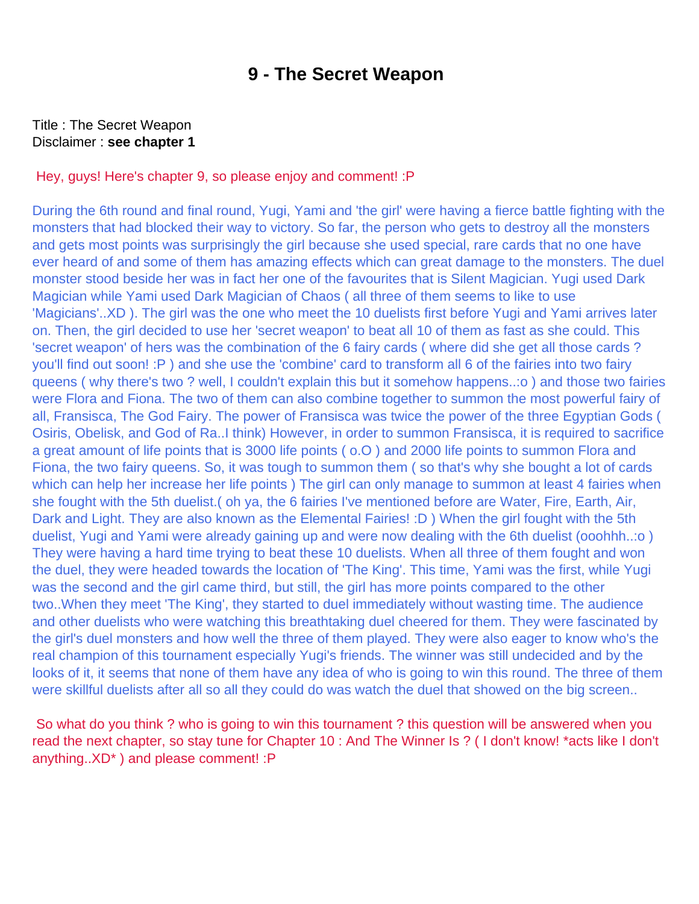# 9 - The Secret Weapon

Title : The Secret Weapon
Disclaimer : **see chapter 1**

Hey, guys! Here's chapter 9, so please enjoy and comment! :P

During the 6th round and final round, Yugi, Yami and 'the girl' were having a fierce battle fighting with the monsters that had blocked their way to victory. So far, the person who gets to destroy all the monsters and gets most points was surprisingly the girl because she used special, rare cards that no one have ever heard of and some of them has amazing effects which can great damage to the monsters. The duel monster stood beside her was in fact her one of the favourites that is Silent Magician. Yugi used Dark Magician while Yami used Dark Magician of Chaos ( all three of them seems to like to use 'Magicians'..XD ). The girl was the one who meet the 10 duelists first before Yugi and Yami arrives later on. Then, the girl decided to use her 'secret weapon' to beat all 10 of them as fast as she could. This 'secret weapon' of hers was the combination of the 6 fairy cards ( where did she get all those cards ? you'll find out soon! :P ) and she use the 'combine' card to transform all 6 of the fairies into two fairy queens ( why there's two ? well, I couldn't explain this but it somehow happens..:o ) and those two fairies were Flora and Fiona. The two of them can also combine together to summon the most powerful fairy of all, Fransisca, The God Fairy. The power of Fransisca was twice the power of the three Egyptian Gods ( Osiris, Obelisk, and God of Ra..I think) However, in order to summon Fransisca, it is required to sacrifice a great amount of life points that is 3000 life points ( o.O ) and 2000 life points to summon Flora and Fiona, the two fairy queens. So, it was tough to summon them ( so that's why she bought a lot of cards which can help her increase her life points ) The girl can only manage to summon at least 4 fairies when she fought with the 5th duelist.( oh ya, the 6 fairies I've mentioned before are Water, Fire, Earth, Air, Dark and Light. They are also known as the Elemental Fairies! :D ) When the girl fought with the 5th duelist, Yugi and Yami were already gaining up and were now dealing with the 6th duelist (ooohhh..:o ) They were having a hard time trying to beat these 10 duelists. When all three of them fought and won the duel, they were headed towards the location of 'The King'. This time, Yami was the first, while Yugi was the second and the girl came third, but still, the girl has more points compared to the other two..When they meet 'The King', they started to duel immediately without wasting time. The audience and other duelists who were watching this breathtaking duel cheered for them. They were fascinated by the girl's duel monsters and how well the three of them played. They were also eager to know who's the real champion of this tournament especially Yugi's friends. The winner was still undecided and by the looks of it, it seems that none of them have any idea of who is going to win this round. The three of them were skillful duelists after all so all they could do was watch the duel that showed on the big screen..

So what do you think ? who is going to win this tournament ? this question will be answered when you read the next chapter, so stay tune for Chapter 10 : And The Winner Is ? ( I don't know! *acts like I don't anything..XD* ) and please comment! :P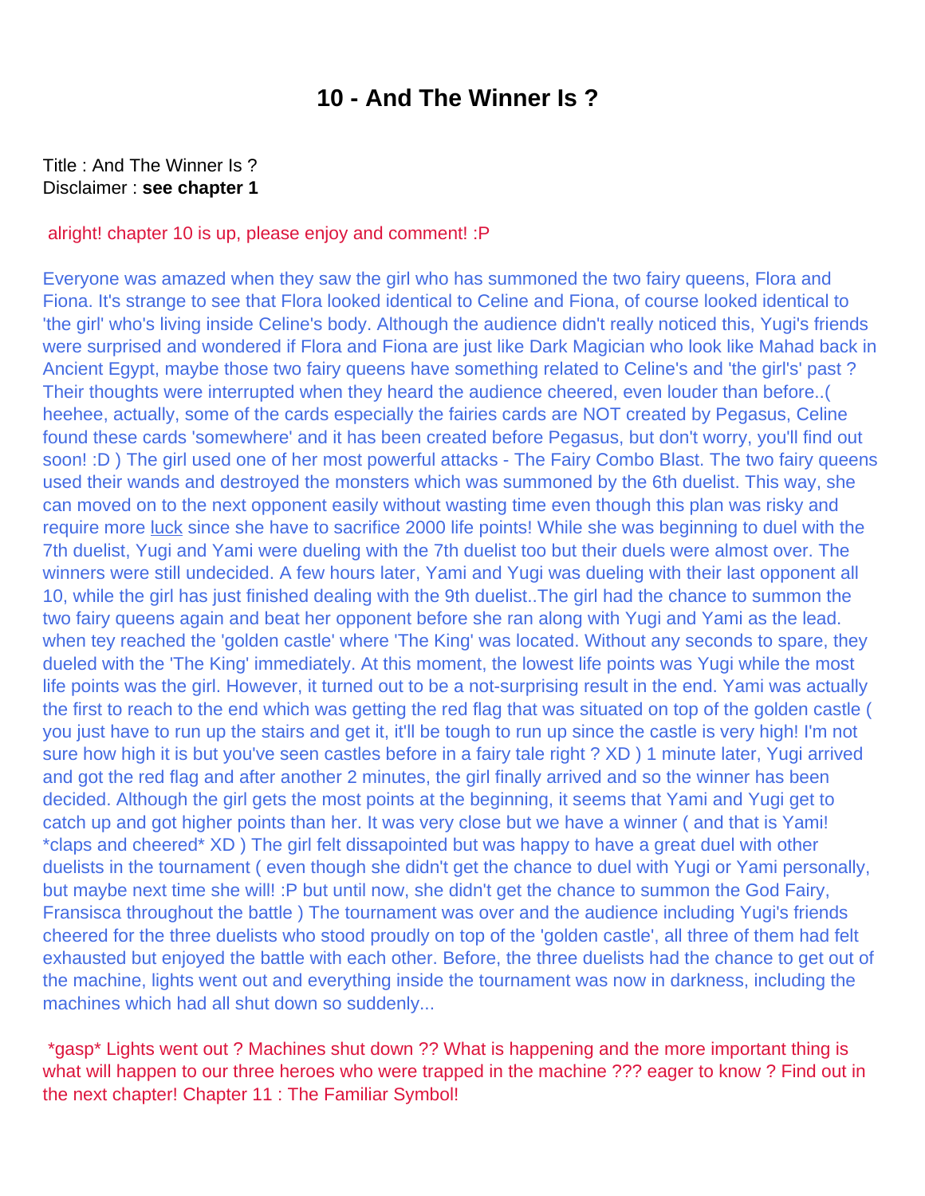# 10 - And The Winner Is ?

Title : And The Winner Is ?
Disclaimer : **see chapter 1**

alright! chapter 10 is up, please enjoy and comment! :P

Everyone was amazed when they saw the girl who has summoned the two fairy queens, Flora and Fiona. It's strange to see that Flora looked identical to Celine and Fiona, of course looked identical to 'the girl' who's living inside Celine's body. Although the audience didn't really noticed this, Yugi's friends were surprised and wondered if Flora and Fiona are just like Dark Magician who look like Mahad back in Ancient Egypt, maybe those two fairy queens have something related to Celine's and 'the girl's' past ? Their thoughts were interrupted when they heard the audience cheered, even louder than before..( heehee, actually, some of the cards especially the fairies cards are NOT created by Pegasus, Celine found these cards 'somewhere' and it has been created before Pegasus, but don't worry, you'll find out soon! :D ) The girl used one of her most powerful attacks - The Fairy Combo Blast. The two fairy queens used their wands and destroyed the monsters which was summoned by the 6th duelist. This way, she can moved on to the next opponent easily without wasting time even though this plan was risky and require more luck since she have to sacrifice 2000 life points! While she was beginning to duel with the 7th duelist, Yugi and Yami were dueling with the 7th duelist too but their duels were almost over. The winners were still undecided. A few hours later, Yami and Yugi was dueling with their last opponent all 10, while the girl has just finished dealing with the 9th duelist..The girl had the chance to summon the two fairy queens again and beat her opponent before she ran along with Yugi and Yami as the lead. when tey reached the 'golden castle' where 'The King' was located. Without any seconds to spare, they dueled with the 'The King' immediately. At this moment, the lowest life points was Yugi while the most life points was the girl. However, it turned out to be a not-surprising result in the end. Yami was actually the first to reach to the end which was getting the red flag that was situated on top of the golden castle ( you just have to run up the stairs and get it, it'll be tough to run up since the castle is very high! I'm not sure how high it is but you've seen castles before in a fairy tale right ? XD ) 1 minute later, Yugi arrived and got the red flag and after another 2 minutes, the girl finally arrived and so the winner has been decided. Although the girl gets the most points at the beginning, it seems that Yami and Yugi get to catch up and got higher points than her. It was very close but we have a winner ( and that is Yami! *claps and cheered* XD ) The girl felt dissapointed but was happy to have a great duel with other duelists in the tournament ( even though she didn't get the chance to duel with Yugi or Yami personally, but maybe next time she will! :P but until now, she didn't get the chance to summon the God Fairy, Fransisca throughout the battle ) The tournament was over and the audience including Yugi's friends cheered for the three duelists who stood proudly on top of the 'golden castle', all three of them had felt exhausted but enjoyed the battle with each other. Before, the three duelists had the chance to get out of the machine, lights went out and everything inside the tournament was now in darkness, including the machines which had all shut down so suddenly...

*gasp* Lights went out ? Machines shut down ?? What is happening and the more important thing is what will happen to our three heroes who were trapped in the machine ??? eager to know ? Find out in the next chapter! Chapter 11 : The Familiar Symbol!